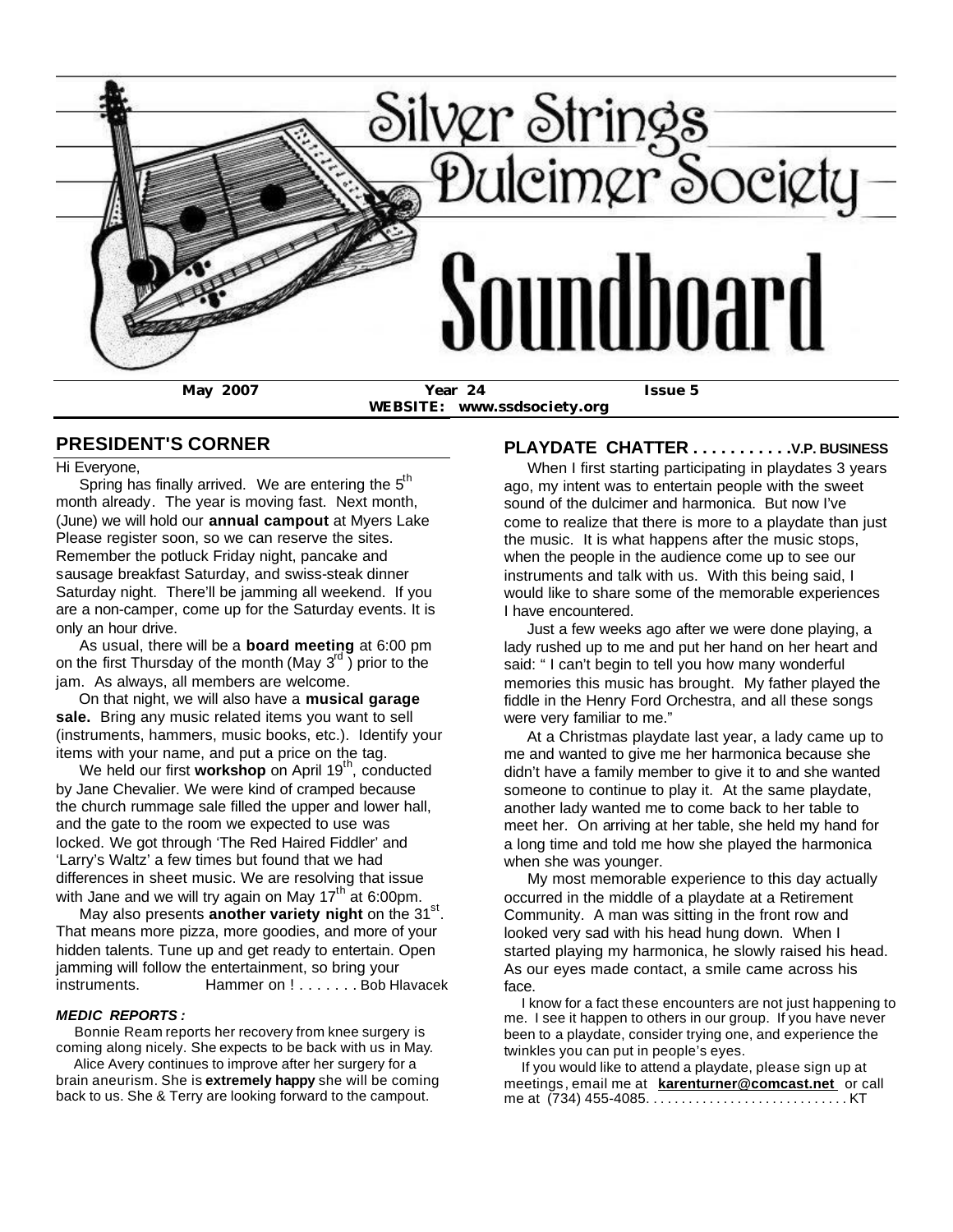# Silver Strings Dulcimer Society

# Soundboard

**May 2007** **Year 24** **Issue 5**

**WEBSITE: www.ssdsociety.org**

## PRESIDENT'S CORNER

Hi Everyone,

Spring has finally arrived. We are entering the 5th month already. The year is moving fast. Next month, (June) we will hold our **annual campout** at Myers Lake Please register soon, so we can reserve the sites. Remember the potluck Friday night, pancake and sausage breakfast Saturday, and swiss-steak dinner Saturday night. There'll be jamming all weekend. If you are a non-camper, come up for the Saturday events. It is only an hour drive.

As usual, there will be a **board meeting** at 6:00 pm on the first Thursday of the month (May 3rd) prior to the jam. As always, all members are welcome.

On that night, we will also have a **musical garage sale.** Bring any music related items you want to sell (instruments, hammers, music books, etc.). Identify your items with your name, and put a price on the tag.

We held our first **workshop** on April 19th, conducted by Jane Chevalier. We were kind of cramped because the church rummage sale filled the upper and lower hall, and the gate to the room we expected to use was locked. We got through 'The Red Haired Fiddler' and 'Larry's Waltz' a few times but found that we had differences in sheet music. We are resolving that issue with Jane and we will try again on May 17th at 6:00pm.

May also presents **another variety night** on the 31st. That means more pizza, more goodies, and more of your hidden talents. Tune up and get ready to entertain. Open jamming will follow the entertainment, so bring your instruments. Hammer on ! . . . . . . . Bob Hlavacek

### *MEDIC REPORTS :*

Bonnie Ream reports her recovery from knee surgery is coming along nicely. She expects to be back with us in May.

Alice Avery continues to improve after her surgery for a brain aneurism. She is **extremely happy** she will be coming back to us. She & Terry are looking forward to the campout.

## PLAYDATE CHATTER . . . . . . . . . . .V.P. BUSINESS

When I first starting participating in playdates 3 years ago, my intent was to entertain people with the sweet sound of the dulcimer and harmonica. But now I've come to realize that there is more to a playdate than just the music. It is what happens after the music stops, when the people in the audience come up to see our instruments and talk with us. With this being said, I would like to share some of the memorable experiences I have encountered.

Just a few weeks ago after we were done playing, a lady rushed up to me and put her hand on her heart and said: " I can't begin to tell you how many wonderful memories this music has brought. My father played the fiddle in the Henry Ford Orchestra, and all these songs were very familiar to me."

At a Christmas playdate last year, a lady came up to me and wanted to give me her harmonica because she didn't have a family member to give it to and she wanted someone to continue to play it. At the same playdate, another lady wanted me to come back to her table to meet her. On arriving at her table, she held my hand for a long time and told me how she played the harmonica when she was younger.

My most memorable experience to this day actually occurred in the middle of a playdate at a Retirement Community. A man was sitting in the front row and looked very sad with his head hung down. When I started playing my harmonica, he slowly raised his head. As our eyes made contact, a smile came across his face.

I know for a fact these encounters are not just happening to me. I see it happen to others in our group. If you have never been to a playdate, consider trying one, and experience the twinkles you can put in people's eyes.

If you would like to attend a playdate, please sign up at meetings, email me at **karenturner@comcast.net** or call me at (734) 455-4085. . . . . . . . . . . . . . . . . . . . . . . . . . . . . KT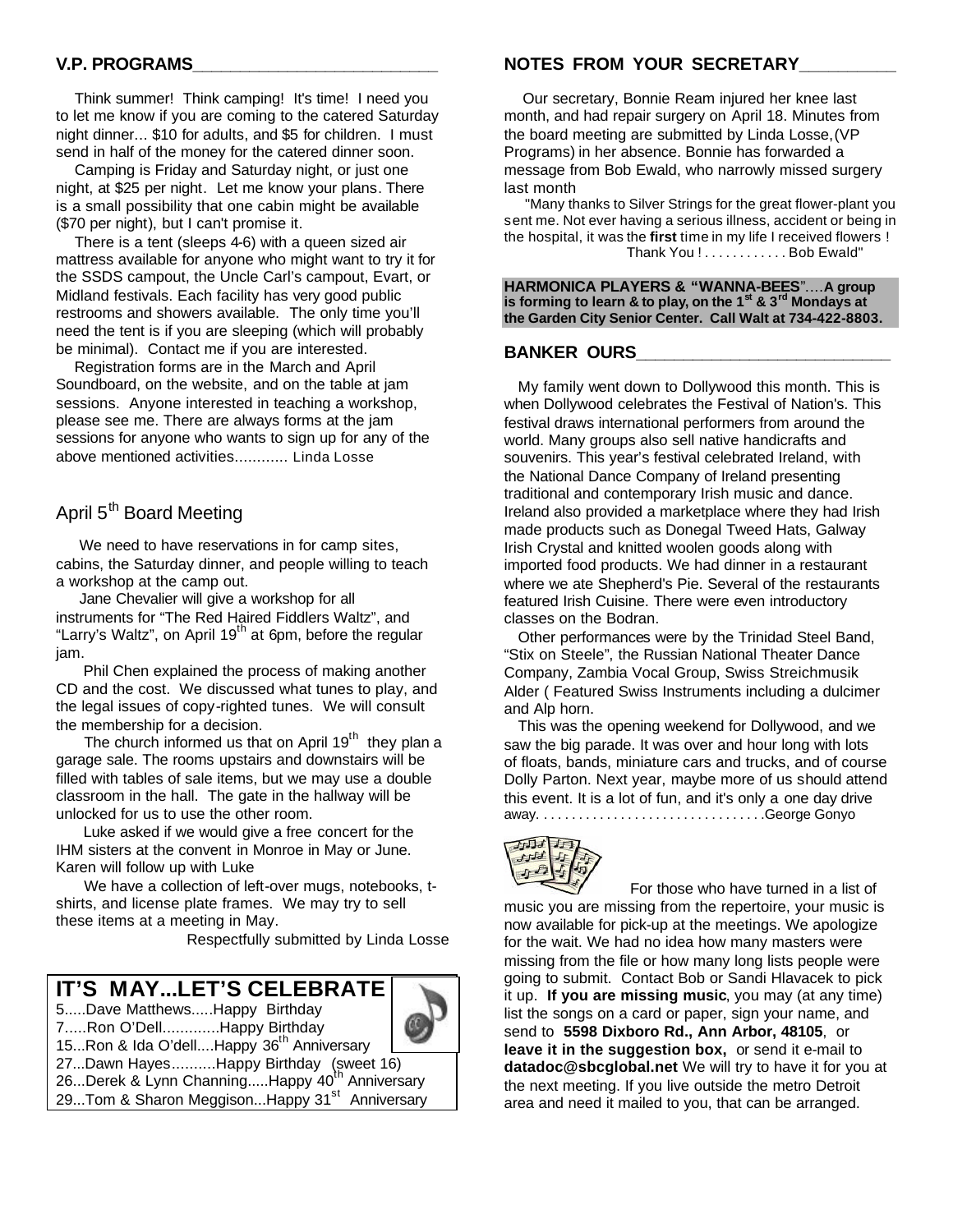## V.P. PROGRAMS

Think summer! Think camping! It's time! I need you to let me know if you are coming to the catered Saturday night dinner... $10 for adults, and $5 for children. I must send in half of the money for the catered dinner soon.

Camping is Friday and Saturday night, or just one night, at $25 per night. Let me know your plans. There is a small possibility that one cabin might be available ($70 per night), but I can't promise it.

There is a tent (sleeps 4-6) with a queen sized air mattress available for anyone who might want to try it for the SSDS campout, the Uncle Carl's campout, Evart, or Midland festivals. Each facility has very good public restrooms and showers available. The only time you'll need the tent is if you are sleeping (which will probably be minimal). Contact me if you are interested.

Registration forms are in the March and April Soundboard, on the website, and on the table at jam sessions. Anyone interested in teaching a workshop, please see me. There are always forms at the jam sessions for anyone who wants to sign up for any of the above mentioned activities............ Linda Losse

## April 5th Board Meeting

We need to have reservations in for camp sites, cabins, the Saturday dinner, and people willing to teach a workshop at the camp out.

Jane Chevalier will give a workshop for all instruments for "The Red Haired Fiddlers Waltz", and "Larry's Waltz", on April 19th at 6pm, before the regular jam.

Phil Chen explained the process of making another CD and the cost. We discussed what tunes to play, and the legal issues of copy-righted tunes. We will consult the membership for a decision.

The church informed us that on April 19th they plan a garage sale. The rooms upstairs and downstairs will be filled with tables of sale items, but we may use a double classroom in the hall. The gate in the hallway will be unlocked for us to use the other room.

Luke asked if we would give a free concert for the IHM sisters at the convent in Monroe in May or June. Karen will follow up with Luke

We have a collection of left-over mugs, notebooks, t-shirts, and license plate frames. We may try to sell these items at a meeting in May.

Respectfully submitted by Linda Losse

## IT'S MAY...LET'S CELEBRATE

5.....Dave Matthews.....Happy Birthday
7.....Ron O'Dell.............Happy Birthday
15...Ron & Ida O'dell....Happy 36th Anniversary
27...Dawn Hayes..........Happy Birthday (sweet 16)
26...Derek & Lynn Channing.....Happy 40th Anniversary
29...Tom & Sharon Meggison...Happy 31st Anniversary

## NOTES FROM YOUR SECRETARY

Our secretary, Bonnie Ream injured her knee last month, and had repair surgery on April 18. Minutes from the board meeting are submitted by Linda Losse,(VP Programs) in her absence. Bonnie has forwarded a message from Bob Ewald, who narrowly missed surgery last month

"Many thanks to Silver Strings for the great flower-plant you sent me. Not ever having a serious illness, accident or being in the hospital, it was the **first** time in my life I received flowers ! Thank You ! . . . . . . . . . . . . Bob Ewald"

**HARMONICA PLAYERS & "WANNA-BEES"....A group is forming to learn & to play, on the 1st & 3rd Mondays at the Garden City Senior Center. Call Walt at 734-422-8803.**

## BANKER OURS

My family went down to Dollywood this month. This is when Dollywood celebrates the Festival of Nation's. This festival draws international performers from around the world. Many groups also sell native handicrafts and souvenirs. This year's festival celebrated Ireland, with the National Dance Company of Ireland presenting traditional and contemporary Irish music and dance. Ireland also provided a marketplace where they had Irish made products such as Donegal Tweed Hats, Galway Irish Crystal and knitted woolen goods along with imported food products. We had dinner in a restaurant where we ate Shepherd's Pie. Several of the restaurants featured Irish Cuisine. There were even introductory classes on the Bodran.

Other performances were by the Trinidad Steel Band, "Stix on Steele", the Russian National Theater Dance Company, Zambia Vocal Group, Swiss Streichmusik Alder ( Featured Swiss Instruments including a dulcimer and Alp horn.

This was the opening weekend for Dollywood, and we saw the big parade. It was over and hour long with lots of floats, bands, miniature cars and trucks, and of course Dolly Parton. Next year, maybe more of us should attend this event. It is a lot of fun, and it's only a one day drive away. . . . . . . . . . . . . . . . . . . . . . . . . . . . . . . . .George Gonyo

For those who have turned in a list of music you are missing from the repertoire, your music is now available for pick-up at the meetings. We apologize for the wait. We had no idea how many masters were missing from the file or how many long lists people were going to submit. Contact Bob or Sandi Hlavacek to pick it up. **If you are missing music**, you may (at any time) list the songs on a card or paper, sign your name, and send to **5598 Dixboro Rd., Ann Arbor, 48105**, or **leave it in the suggestion box,** or send it e-mail to **datadoc@sbcglobal.net** We will try to have it for you at the next meeting. If you live outside the metro Detroit area and need it mailed to you, that can be arranged.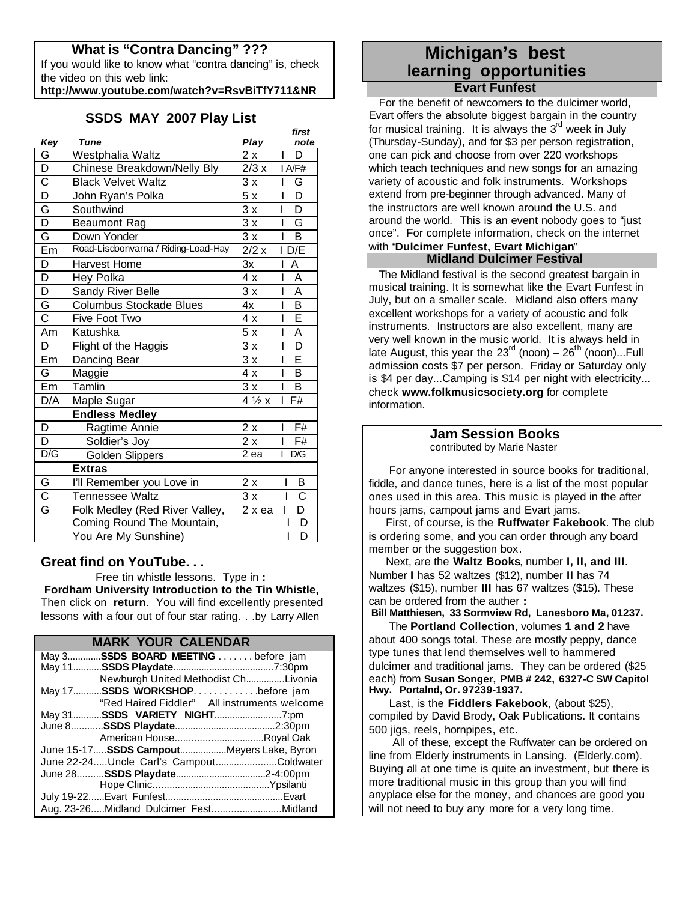## What is "Contra Dancing" ???

If you would like to know what "contra dancing" is, check the video on this web link:
**http://www.youtube.com/watch?v=RsvBiTfY711&NR**

## SSDS MAY 2007 Play List

| *Key* | *Tune* | *Play* | *first note* |
|---|---|---|---|
| G | Westphalia Waltz | 2 x | I D |
| D | Chinese Breakdown/Nelly Bly | 2/3 x | I A/F# |
| C | Black Velvet Waltz | 3 x | I G |
| D | John Ryan's Polka | 5 x | I D |
| G | Southwind | 3 x | I D |
| D | Beaumont Rag | 3 x | I G |
| G | Down Yonder | 3 x | I B |
| Em | Road-Lisdoonvarna / Riding-Load-Hay | 2/2 x | I D/E |
| D | Harvest Home | 3x | I A |
| D | Hey Polka | 4 x | I A |
| D | Sandy River Belle | 3 x | I A |
| G | Columbus Stockade Blues | 4x | I B |
| C | Five Foot Two | 4 x | I E |
| Am | Katushka | 5 x | I A |
| D | Flight of the Haggis | 3 x | I D |
| Em | Dancing Bear | 3 x | I E |
| G | Maggie | 4 x | I B |
| Em | Tamlin | 3 x | I B |
| D/A | Maple Sugar | 4 ½ x | I F# |
| | **Endless Medley** | | |
| D | Ragtime Annie | 2 x | I F# |
| D | Soldier's Joy | 2 x | I F# |
| D/G | Golden Slippers | 2 ea | I D/G |
| | **Extras** | | |
| G | I'll Remember you Love in | 2 x | I B |
| C | Tennessee Waltz | 3 x | I C |
| G | Folk Medley (Red River Valley, | 2 x ea | I D |
| | Coming Round The Mountain, | | I D |
| | You Are My Sunshine) | | I D |

## Great find on YouTube. . .

Free tin whistle lessons. Type in **:**
**Fordham University Introduction to the Tin Whistle,**
Then click on **return**. You will find excellently presented lessons with a four out of four star rating. . .by Larry Allen

## MARK YOUR CALENDAR

May 3.............**SSDS BOARD MEETING** . . . . . . . before jam
May 11...........**SSDS Playdate**......................................7:30pm
Newburgh United Methodist Ch...............Livonia
May 17...........**SSDS WORKSHOP**. . . . . . . . . . . . .before jam
"Red Haired Fiddler" All instruments welcome
May 31...........**SSDS VARIETY NIGHT**..........................7:pm
June 8............**SSDS Playdate**......................................2:30pm
American House.................................Royal Oak
June 15-17.....**SSDS Campout**.................Meyers Lake, Byron
June 22-24.....Uncle Carl's Campout.......................Coldwater
June 28..........**SSDS Playdate**..................................2-4:00pm
Hope Clinic............................................Ypsilanti
July 19-22......Evart Funfest............................................Evart
Aug. 23-26.....Midland Dulcimer Fest..........................Midland

## Michigan's best learning opportunities

### Evart Funfest

For the benefit of newcomers to the dulcimer world, Evart offers the absolute biggest bargain in the country for musical training. It is always the 3rd week in July (Thursday-Sunday), and for $3 per person registration, one can pick and choose from over 220 workshops which teach techniques and new songs for an amazing variety of acoustic and folk instruments. Workshops extend from pre-beginner through advanced. Many of the instructors are well known around the U.S. and around the world. This is an event nobody goes to "just once". For complete information, check on the internet with "**Dulcimer Funfest, Evart Michigan**"

### Midland Dulcimer Festival

The Midland festival is the second greatest bargain in musical training. It is somewhat like the Evart Funfest in July, but on a smaller scale. Midland also offers many excellent workshops for a variety of acoustic and folk instruments. Instructors are also excellent, many are very well known in the music world. It is always held in late August, this year the 23rd (noon) – 26th (noon)...Full admission costs $7 per person. Friday or Saturday only is $4 per day...Camping is $14 per night with electricity... check **www.folkmusicsociety.org** for complete information.

## Jam Session Books

contributed by Marie Naster

For anyone interested in source books for traditional, fiddle, and dance tunes, here is a list of the most popular ones used in this area. This music is played in the after hours jams, campout jams and Evart jams.

First, of course, is the **Ruffwater Fakebook**. The club is ordering some, and you can order through any board member or the suggestion box.

Next, are the **Waltz Books**, number **I, II, and III**. Number **I** has 52 waltzes ($12), number **II** has 74 waltzes ($15), number **III** has 67 waltzes ($15). These can be ordered from the auther **:**
**Bill Matthiesen, 33 Sormview Rd, Lanesboro Ma, 01237.**

The **Portland Collection**, volumes **1 and 2** have about 400 songs total. These are mostly peppy, dance type tunes that lend themselves well to hammered dulcimer and traditional jams. They can be ordered ($25 each) from **Susan Songer, PMB # 242, 6327-C SW Capitol Hwy. Portalnd, Or. 97239-1937.**

Last, is the **Fiddlers Fakebook**, (about $25), compiled by David Brody, Oak Publications. It contains 500 jigs, reels, hornpipes, etc.

All of these, except the Ruffwater can be ordered on line from Elderly instruments in Lansing. (Elderly.com). Buying all at one time is quite an investment, but there is more traditional music in this group than you will find anyplace else for the money, and chances are good you will not need to buy any more for a very long time.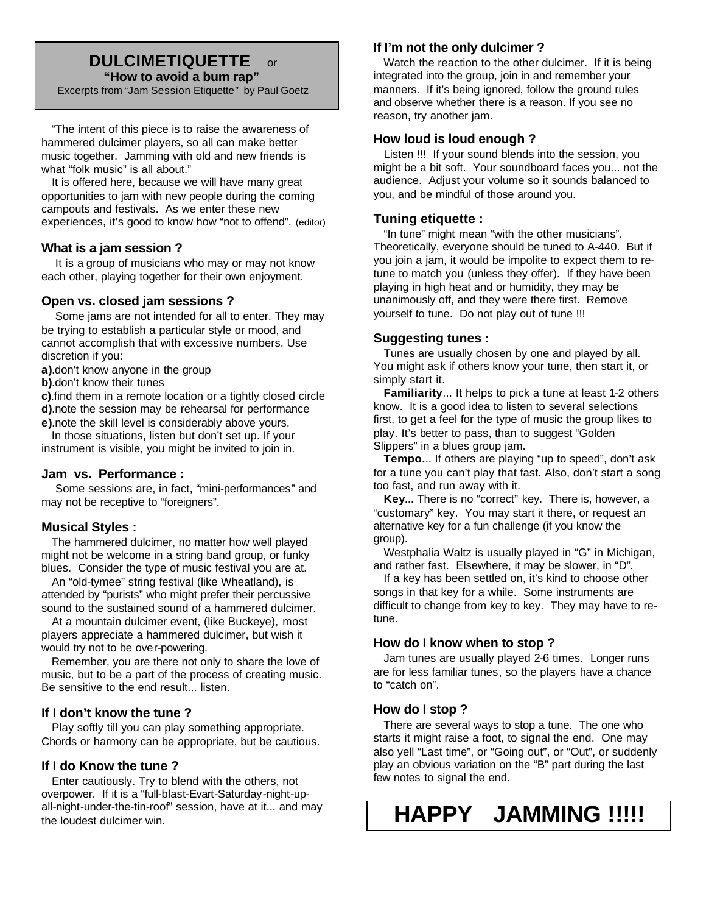# DULCIMETIQUETTE or

**"How to avoid a bum rap"**

Excerpts from "Jam Session Etiquette" by Paul Goetz

"The intent of this piece is to raise the awareness of hammered dulcimer players, so all can make better music together. Jamming with old and new friends is what "folk music" is all about."

It is offered here, because we will have many great opportunities to jam with new people during the coming campouts and festivals. As we enter these new experiences, it's good to know how "not to offend". (editor)

### What is a jam session ?

It is a group of musicians who may or may not know each other, playing together for their own enjoyment.

### Open vs. closed jam sessions ?

Some jams are not intended for all to enter. They may be trying to establish a particular style or mood, and cannot accomplish that with excessive numbers. Use discretion if you:

**a)**.don't know anyone in the group
**b)**.don't know their tunes
**c)**.find them in a remote location or a tightly closed circle
**d)**.note the session may be rehearsal for performance
**e)**.note the skill level is considerably above yours.

In those situations, listen but don't set up. If your instrument is visible, you might be invited to join in.

### Jam vs. Performance :

Some sessions are, in fact, "mini-performances" and may not be receptive to "foreigners".

### Musical Styles :

The hammered dulcimer, no matter how well played might not be welcome in a string band group, or funky blues. Consider the type of music festival you are at.

An "old-tymee" string festival (like Wheatland), is attended by "purists" who might prefer their percussive sound to the sustained sound of a hammered dulcimer.

At a mountain dulcimer event, (like Buckeye), most players appreciate a hammered dulcimer, but wish it would try not to be over-powering.

Remember, you are there not only to share the love of music, but to be a part of the process of creating music. Be sensitive to the end result... listen.

### If I don't know the tune ?

Play softly till you can play something appropriate. Chords or harmony can be appropriate, but be cautious.

### If I do Know the tune ?

Enter cautiously. Try to blend with the others, not overpower. If it is a "full-blast-Evart-Saturday-night-up-all-night-under-the-tin-roof" session, have at it... and may the loudest dulcimer win.

### If I'm not the only dulcimer ?

Watch the reaction to the other dulcimer. If it is being integrated into the group, join in and remember your manners. If it's being ignored, follow the ground rules and observe whether there is a reason. If you see no reason, try another jam.

### How loud is loud enough ?

Listen !!! If your sound blends into the session, you might be a bit soft. Your soundboard faces you... not the audience. Adjust your volume so it sounds balanced to you, and be mindful of those around you.

### Tuning etiquette :

"In tune" might mean "with the other musicians". Theoretically, everyone should be tuned to A-440. But if you join a jam, it would be impolite to expect them to re-tune to match you (unless they offer). If they have been playing in high heat and or humidity, they may be unanimously off, and they were there first. Remove yourself to tune. Do not play out of tune !!!

### Suggesting tunes :

Tunes are usually chosen by one and played by all. You might ask if others know your tune, then start it, or simply start it.

**Familiarity**... It helps to pick a tune at least 1-2 others know. It is a good idea to listen to several selections first, to get a feel for the type of music the group likes to play. It's better to pass, than to suggest "Golden Slippers" in a blues group jam.

**Tempo**... If others are playing "up to speed", don't ask for a tune you can't play that fast. Also, don't start a song too fast, and run away with it.

**Key**... There is no "correct" key. There is, however, a "customary" key. You may start it there, or request an alternative key for a fun challenge (if you know the group).

Westphalia Waltz is usually played in "G" in Michigan, and rather fast. Elsewhere, it may be slower, in "D".

If a key has been settled on, it's kind to choose other songs in that key for a while. Some instruments are difficult to change from key to key. They may have to re-tune.

### How do I know when to stop ?

Jam tunes are usually played 2-6 times. Longer runs are for less familiar tunes, so the players have a chance to "catch on".

### How do I stop ?

There are several ways to stop a tune. The one who starts it might raise a foot, to signal the end. One may also yell "Last time", or "Going out", or "Out", or suddenly play an obvious variation on the "B" part during the last few notes to signal the end.

# HAPPY JAMMING !!!!!